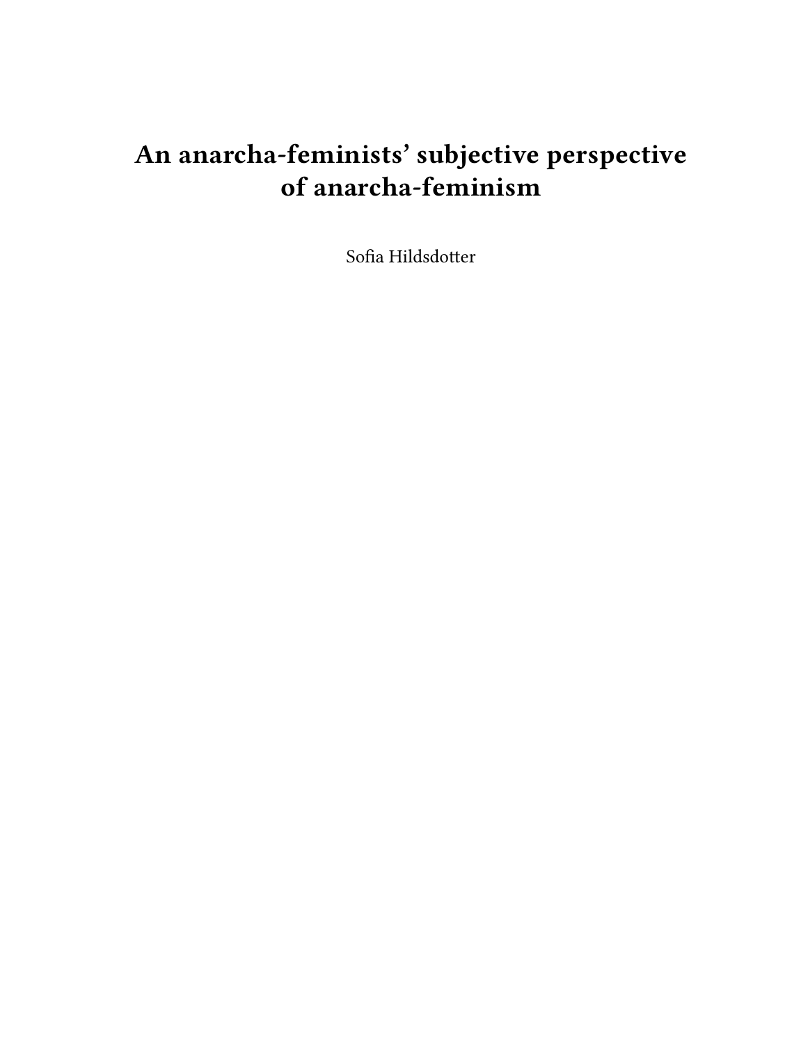# An anarcha-feminists' subjective perspective of anarcha-feminism

Sofia Hildsdotter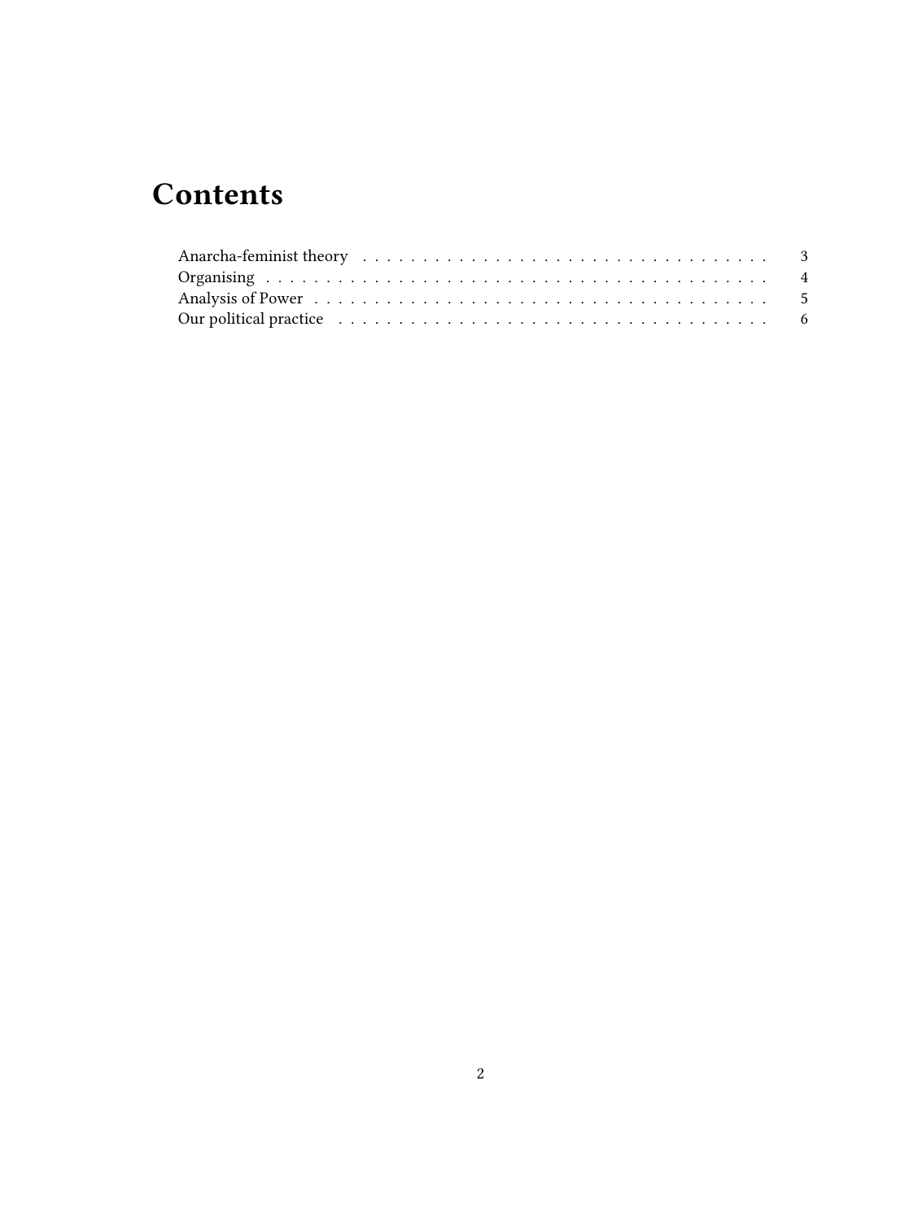# Contents

- Anarcha-feminist theory . . . . . . . . . . 3
- Organising . . . . . . . . . . 4
- Analysis of Power . . . . . . . . . . 5
- Our political practice . . . . . . . . . . 6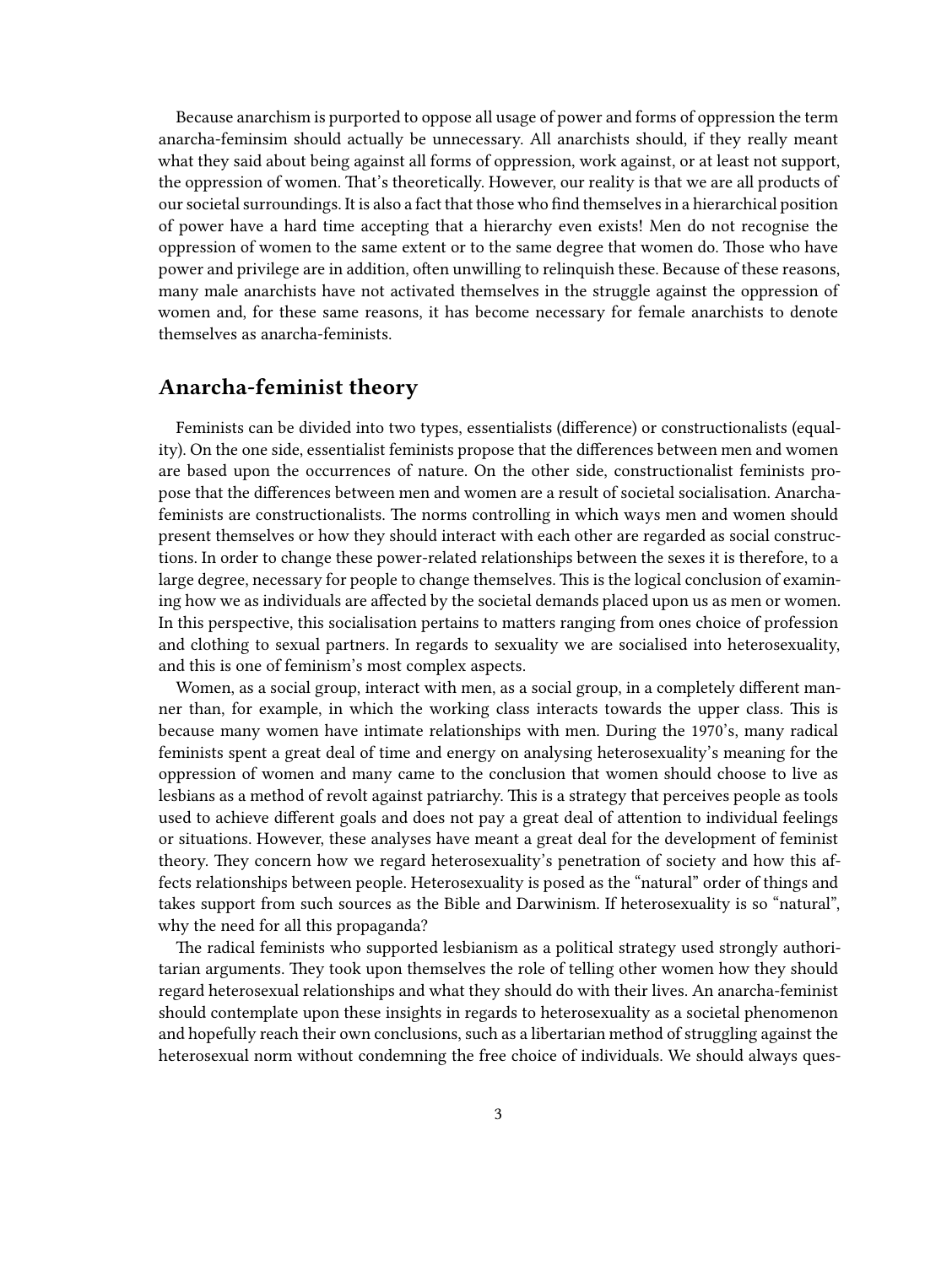Because anarchism is purported to oppose all usage of power and forms of oppression the term anarcha-feminsim should actually be unnecessary. All anarchists should, if they really meant what they said about being against all forms of oppression, work against, or at least not support, the oppression of women. That's theoretically. However, our reality is that we are all products of our societal surroundings. It is also a fact that those who find themselves in a hierarchical position of power have a hard time accepting that a hierarchy even exists! Men do not recognise the oppression of women to the same extent or to the same degree that women do. Those who have power and privilege are in addition, often unwilling to relinquish these. Because of these reasons, many male anarchists have not activated themselves in the struggle against the oppression of women and, for these same reasons, it has become necessary for female anarchists to denote themselves as anarcha-feminists.

## Anarcha-feminist theory

Feminists can be divided into two types, essentialists (difference) or constructionalists (equality). On the one side, essentialist feminists propose that the differences between men and women are based upon the occurrences of nature. On the other side, constructionalist feminists propose that the differences between men and women are a result of societal socialisation. Anarcha-feminists are constructionalists. The norms controlling in which ways men and women should present themselves or how they should interact with each other are regarded as social constructions. In order to change these power-related relationships between the sexes it is therefore, to a large degree, necessary for people to change themselves. This is the logical conclusion of examining how we as individuals are affected by the societal demands placed upon us as men or women. In this perspective, this socialisation pertains to matters ranging from ones choice of profession and clothing to sexual partners. In regards to sexuality we are socialised into heterosexuality, and this is one of feminism's most complex aspects.

Women, as a social group, interact with men, as a social group, in a completely different manner than, for example, in which the working class interacts towards the upper class. This is because many women have intimate relationships with men. During the 1970's, many radical feminists spent a great deal of time and energy on analysing heterosexuality's meaning for the oppression of women and many came to the conclusion that women should choose to live as lesbians as a method of revolt against patriarchy. This is a strategy that perceives people as tools used to achieve different goals and does not pay a great deal of attention to individual feelings or situations. However, these analyses have meant a great deal for the development of feminist theory. They concern how we regard heterosexuality's penetration of society and how this affects relationships between people. Heterosexuality is posed as the "natural" order of things and takes support from such sources as the Bible and Darwinism. If heterosexuality is so "natural", why the need for all this propaganda?

The radical feminists who supported lesbianism as a political strategy used strongly authoritarian arguments. They took upon themselves the role of telling other women how they should regard heterosexual relationships and what they should do with their lives. An anarcha-feminist should contemplate upon these insights in regards to heterosexuality as a societal phenomenon and hopefully reach their own conclusions, such as a libertarian method of struggling against the heterosexual norm without condemning the free choice of individuals. We should always ques-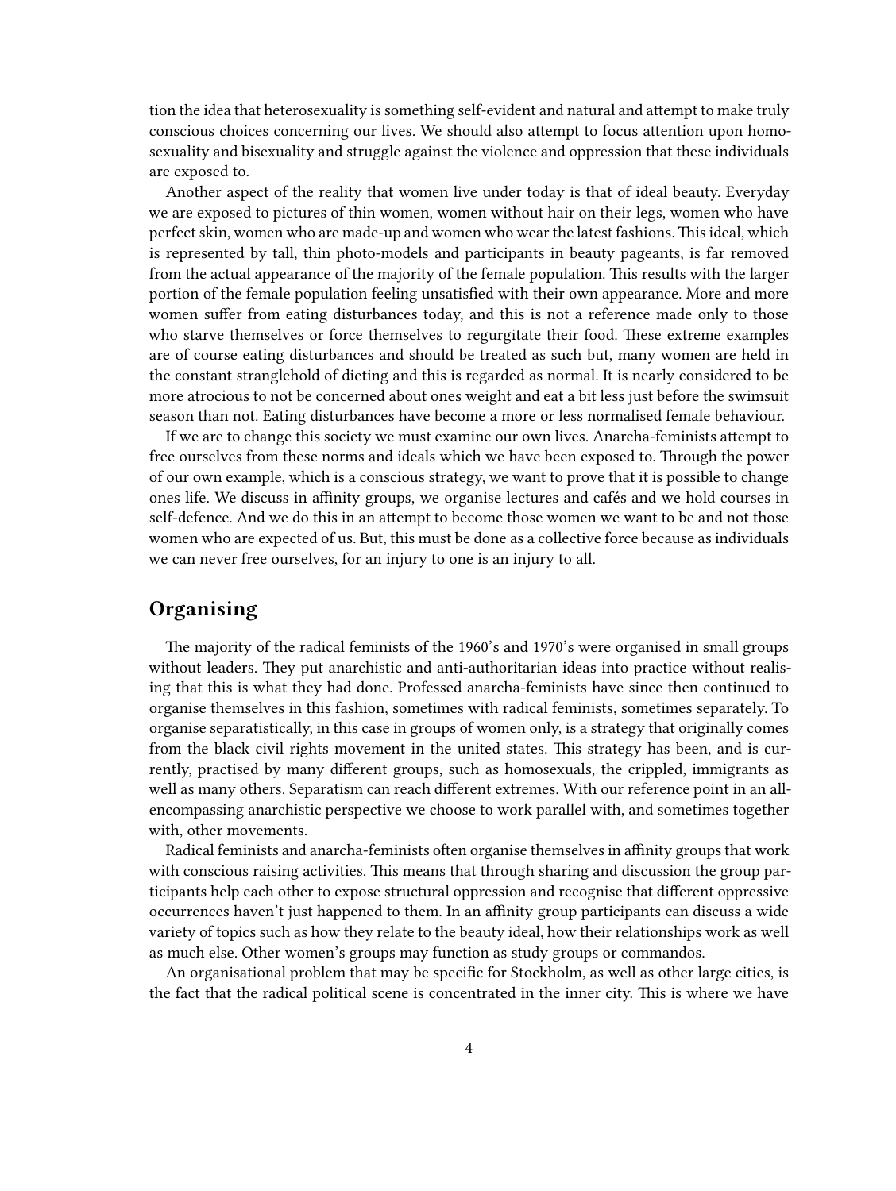tion the idea that heterosexuality is something self-evident and natural and attempt to make truly conscious choices concerning our lives. We should also attempt to focus attention upon homosexuality and bisexuality and struggle against the violence and oppression that these individuals are exposed to.

Another aspect of the reality that women live under today is that of ideal beauty. Everyday we are exposed to pictures of thin women, women without hair on their legs, women who have perfect skin, women who are made-up and women who wear the latest fashions. This ideal, which is represented by tall, thin photo-models and participants in beauty pageants, is far removed from the actual appearance of the majority of the female population. This results with the larger portion of the female population feeling unsatisfied with their own appearance. More and more women suffer from eating disturbances today, and this is not a reference made only to those who starve themselves or force themselves to regurgitate their food. These extreme examples are of course eating disturbances and should be treated as such but, many women are held in the constant stranglehold of dieting and this is regarded as normal. It is nearly considered to be more atrocious to not be concerned about ones weight and eat a bit less just before the swimsuit season than not. Eating disturbances have become a more or less normalised female behaviour.

If we are to change this society we must examine our own lives. Anarcha-feminists attempt to free ourselves from these norms and ideals which we have been exposed to. Through the power of our own example, which is a conscious strategy, we want to prove that it is possible to change ones life. We discuss in affinity groups, we organise lectures and cafés and we hold courses in self-defence. And we do this in an attempt to become those women we want to be and not those women who are expected of us. But, this must be done as a collective force because as individuals we can never free ourselves, for an injury to one is an injury to all.

## Organising

The majority of the radical feminists of the 1960's and 1970's were organised in small groups without leaders. They put anarchistic and anti-authoritarian ideas into practice without realising that this is what they had done. Professed anarcha-feminists have since then continued to organise themselves in this fashion, sometimes with radical feminists, sometimes separately. To organise separatistically, in this case in groups of women only, is a strategy that originally comes from the black civil rights movement in the united states. This strategy has been, and is currently, practised by many different groups, such as homosexuals, the crippled, immigrants as well as many others. Separatism can reach different extremes. With our reference point in an all-encompassing anarchistic perspective we choose to work parallel with, and sometimes together with, other movements.

Radical feminists and anarcha-feminists often organise themselves in affinity groups that work with conscious raising activities. This means that through sharing and discussion the group participants help each other to expose structural oppression and recognise that different oppressive occurrences haven't just happened to them. In an affinity group participants can discuss a wide variety of topics such as how they relate to the beauty ideal, how their relationships work as well as much else. Other women's groups may function as study groups or commandos.

An organisational problem that may be specific for Stockholm, as well as other large cities, is the fact that the radical political scene is concentrated in the inner city. This is where we have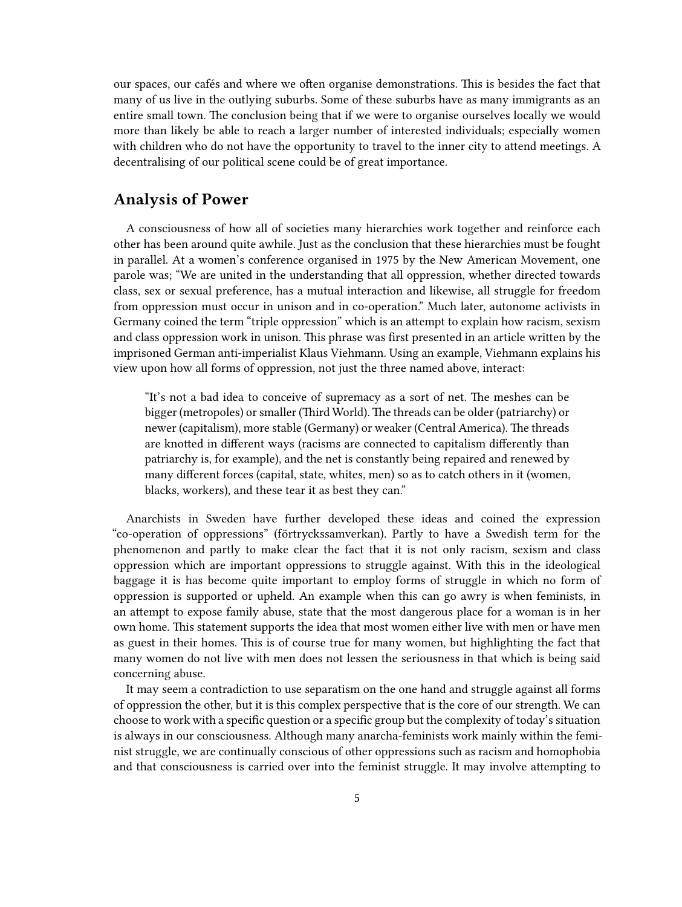our spaces, our cafés and where we often organise demonstrations. This is besides the fact that many of us live in the outlying suburbs. Some of these suburbs have as many immigrants as an entire small town. The conclusion being that if we were to organise ourselves locally we would more than likely be able to reach a larger number of interested individuals; especially women with children who do not have the opportunity to travel to the inner city to attend meetings. A decentralising of our political scene could be of great importance.

## Analysis of Power

A consciousness of how all of societies many hierarchies work together and reinforce each other has been around quite awhile. Just as the conclusion that these hierarchies must be fought in parallel. At a women's conference organised in 1975 by the New American Movement, one parole was; "We are united in the understanding that all oppression, whether directed towards class, sex or sexual preference, has a mutual interaction and likewise, all struggle for freedom from oppression must occur in unison and in co-operation." Much later, autonome activists in Germany coined the term "triple oppression" which is an attempt to explain how racism, sexism and class oppression work in unison. This phrase was first presented in an article written by the imprisoned German anti-imperialist Klaus Viehmann. Using an example, Viehmann explains his view upon how all forms of oppression, not just the three named above, interact:

> "It's not a bad idea to conceive of supremacy as a sort of net. The meshes can be bigger (metropoles) or smaller (Third World). The threads can be older (patriarchy) or newer (capitalism), more stable (Germany) or weaker (Central America). The threads are knotted in different ways (racisms are connected to capitalism differently than patriarchy is, for example), and the net is constantly being repaired and renewed by many different forces (capital, state, whites, men) so as to catch others in it (women, blacks, workers), and these tear it as best they can."

Anarchists in Sweden have further developed these ideas and coined the expression "co-operation of oppressions" (förtryckssamverkan). Partly to have a Swedish term for the phenomenon and partly to make clear the fact that it is not only racism, sexism and class oppression which are important oppressions to struggle against. With this in the ideological baggage it is has become quite important to employ forms of struggle in which no form of oppression is supported or upheld. An example when this can go awry is when feminists, in an attempt to expose family abuse, state that the most dangerous place for a woman is in her own home. This statement supports the idea that most women either live with men or have men as guest in their homes. This is of course true for many women, but highlighting the fact that many women do not live with men does not lessen the seriousness in that which is being said concerning abuse.

It may seem a contradiction to use separatism on the one hand and struggle against all forms of oppression the other, but it is this complex perspective that is the core of our strength. We can choose to work with a specific question or a specific group but the complexity of today's situation is always in our consciousness. Although many anarcha-feminists work mainly within the feminist struggle, we are continually conscious of other oppressions such as racism and homophobia and that consciousness is carried over into the feminist struggle. It may involve attempting to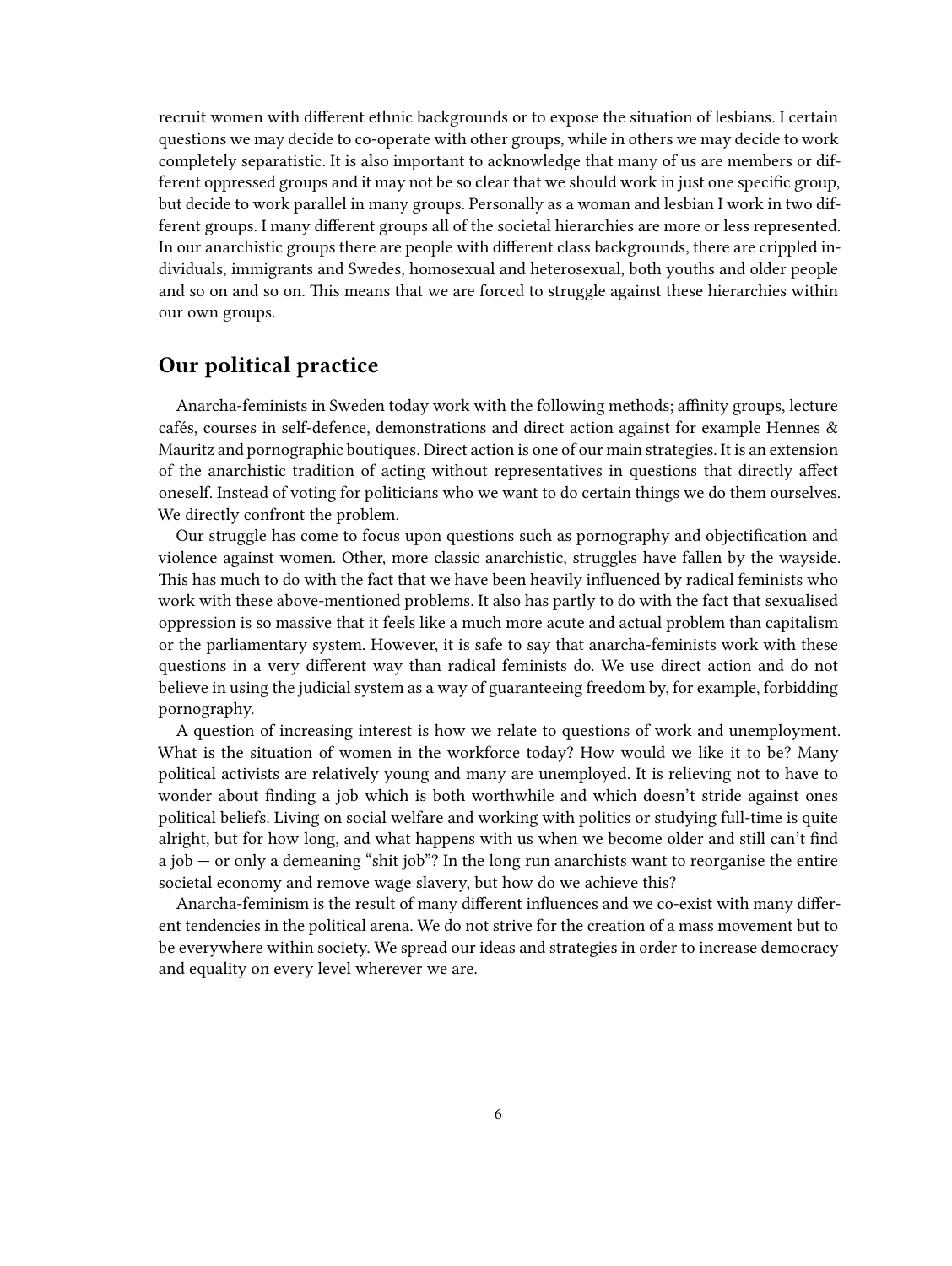recruit women with different ethnic backgrounds or to expose the situation of lesbians. I certain questions we may decide to co-operate with other groups, while in others we may decide to work completely separatistic. It is also important to acknowledge that many of us are members or different oppressed groups and it may not be so clear that we should work in just one specific group, but decide to work parallel in many groups. Personally as a woman and lesbian I work in two different groups. I many different groups all of the societal hierarchies are more or less represented. In our anarchistic groups there are people with different class backgrounds, there are crippled individuals, immigrants and Swedes, homosexual and heterosexual, both youths and older people and so on and so on. This means that we are forced to struggle against these hierarchies within our own groups.

## Our political practice

Anarcha-feminists in Sweden today work with the following methods; affinity groups, lecture cafés, courses in self-defence, demonstrations and direct action against for example Hennes & Mauritz and pornographic boutiques. Direct action is one of our main strategies. It is an extension of the anarchistic tradition of acting without representatives in questions that directly affect oneself. Instead of voting for politicians who we want to do certain things we do them ourselves. We directly confront the problem.

Our struggle has come to focus upon questions such as pornography and objectification and violence against women. Other, more classic anarchistic, struggles have fallen by the wayside. This has much to do with the fact that we have been heavily influenced by radical feminists who work with these above-mentioned problems. It also has partly to do with the fact that sexualised oppression is so massive that it feels like a much more acute and actual problem than capitalism or the parliamentary system. However, it is safe to say that anarcha-feminists work with these questions in a very different way than radical feminists do. We use direct action and do not believe in using the judicial system as a way of guaranteeing freedom by, for example, forbidding pornography.

A question of increasing interest is how we relate to questions of work and unemployment. What is the situation of women in the workforce today? How would we like it to be? Many political activists are relatively young and many are unemployed. It is relieving not to have to wonder about finding a job which is both worthwhile and which doesn't stride against ones political beliefs. Living on social welfare and working with politics or studying full-time is quite alright, but for how long, and what happens with us when we become older and still can't find a job — or only a demeaning "shit job"? In the long run anarchists want to reorganise the entire societal economy and remove wage slavery, but how do we achieve this?

Anarcha-feminism is the result of many different influences and we co-exist with many different tendencies in the political arena. We do not strive for the creation of a mass movement but to be everywhere within society. We spread our ideas and strategies in order to increase democracy and equality on every level wherever we are.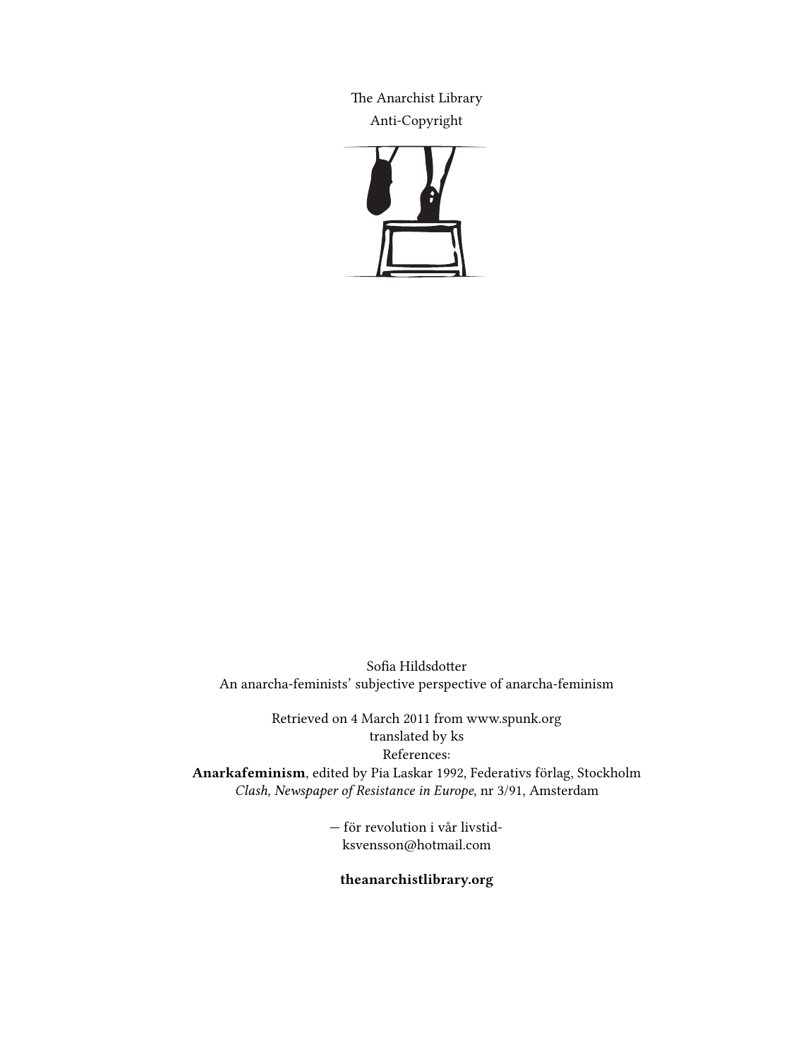The Anarchist Library
Anti-Copyright

Sofia Hildsdotter
An anarcha-feminists' subjective perspective of anarcha-feminism

Retrieved on 4 March 2011 from www.spunk.org
translated by ks
References:
**Anarkafeminism**, edited by Pia Laskar 1992, Federativs förlag, Stockholm
*Clash, Newspaper of Resistance in Europe*, nr 3/91, Amsterdam

— för revolution i vår livstid-
ksvensson@hotmail.com

**theanarchistlibrary.org**